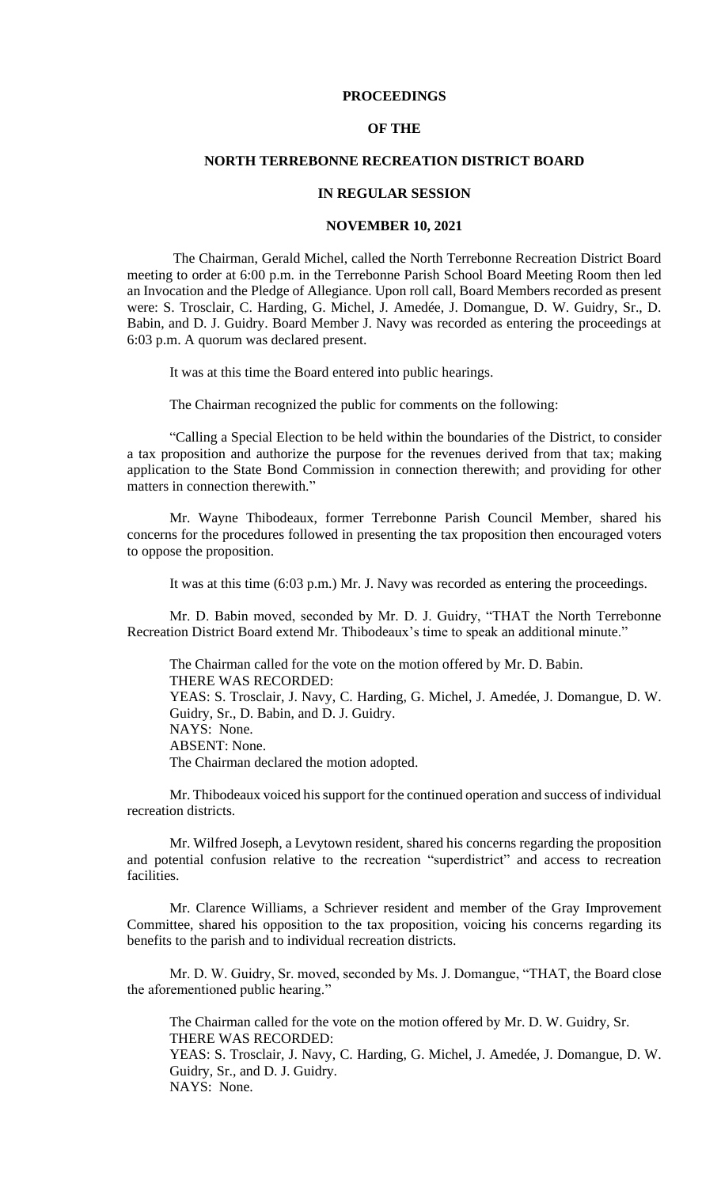# PROCEEDINGS

# OF THE

# NORTH TERREBONNE RECREATION DISTRICT BOARD

# IN REGULAR SESSION

# NOVEMBER 10, 2021

The Chairman, Gerald Michel, called the North Terrebonne Recreation District Board meeting to order at 6:00 p.m. in the Terrebonne Parish School Board Meeting Room then led an Invocation and the Pledge of Allegiance. Upon roll call, Board Members recorded as present were: S. Trosclair, C. Harding, G. Michel, J. Amedée, J. Domangue, D. W. Guidry, Sr., D. Babin, and D. J. Guidry. Board Member J. Navy was recorded as entering the proceedings at 6:03 p.m. A quorum was declared present.

It was at this time the Board entered into public hearings.

The Chairman recognized the public for comments on the following:

"Calling a Special Election to be held within the boundaries of the District, to consider a tax proposition and authorize the purpose for the revenues derived from that tax; making application to the State Bond Commission in connection therewith; and providing for other matters in connection therewith."

Mr. Wayne Thibodeaux, former Terrebonne Parish Council Member, shared his concerns for the procedures followed in presenting the tax proposition then encouraged voters to oppose the proposition.

It was at this time (6:03 p.m.) Mr. J. Navy was recorded as entering the proceedings.

Mr. D. Babin moved, seconded by Mr. D. J. Guidry, "THAT the North Terrebonne Recreation District Board extend Mr. Thibodeaux's time to speak an additional minute."

The Chairman called for the vote on the motion offered by Mr. D. Babin.
THERE WAS RECORDED:
YEAS: S. Trosclair, J. Navy, C. Harding, G. Michel, J. Amedée, J. Domangue, D. W. Guidry, Sr., D. Babin, and D. J. Guidry.
NAYS: None.
ABSENT: None.
The Chairman declared the motion adopted.

Mr. Thibodeaux voiced his support for the continued operation and success of individual recreation districts.

Mr. Wilfred Joseph, a Levytown resident, shared his concerns regarding the proposition and potential confusion relative to the recreation "superdistrict" and access to recreation facilities.

Mr. Clarence Williams, a Schriever resident and member of the Gray Improvement Committee, shared his opposition to the tax proposition, voicing his concerns regarding its benefits to the parish and to individual recreation districts.

Mr. D. W. Guidry, Sr. moved, seconded by Ms. J. Domangue, "THAT, the Board close the aforementioned public hearing."

The Chairman called for the vote on the motion offered by Mr. D. W. Guidry, Sr.
THERE WAS RECORDED:
YEAS: S. Trosclair, J. Navy, C. Harding, G. Michel, J. Amedée, J. Domangue, D. W. Guidry, Sr., and D. J. Guidry.
NAYS: None.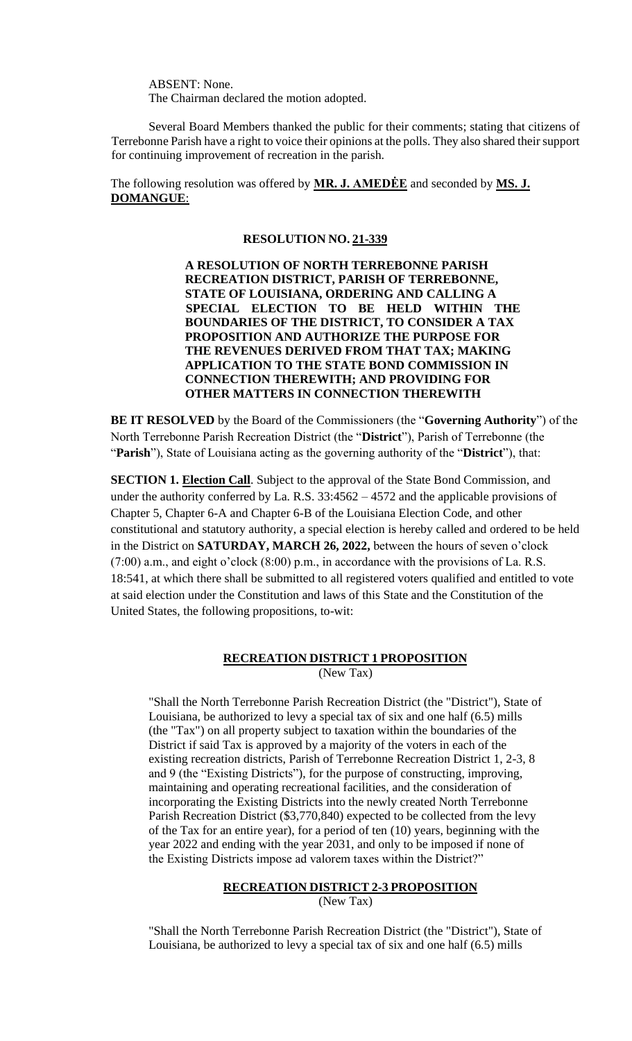ABSENT: None.
The Chairman declared the motion adopted.

Several Board Members thanked the public for their comments; stating that citizens of Terrebonne Parish have a right to voice their opinions at the polls. They also shared their support for continuing improvement of recreation in the parish.

The following resolution was offered by **MR. J. AMEDÉE** and seconded by **MS. J. DOMANGUE**:

**RESOLUTION NO. 21-339**

**A RESOLUTION OF NORTH TERREBONNE PARISH RECREATION DISTRICT, PARISH OF TERREBONNE, STATE OF LOUISIANA, ORDERING AND CALLING A SPECIAL ELECTION TO BE HELD WITHIN THE BOUNDARIES OF THE DISTRICT, TO CONSIDER A TAX PROPOSITION AND AUTHORIZE THE PURPOSE FOR THE REVENUES DERIVED FROM THAT TAX; MAKING APPLICATION TO THE STATE BOND COMMISSION IN CONNECTION THEREWITH; AND PROVIDING FOR OTHER MATTERS IN CONNECTION THEREWITH**

**BE IT RESOLVED** by the Board of the Commissioners (the "**Governing Authority**") of the North Terrebonne Parish Recreation District (the "**District**"), Parish of Terrebonne (the "**Parish**"), State of Louisiana acting as the governing authority of the "**District**"), that:

**SECTION 1. Election Call**. Subject to the approval of the State Bond Commission, and under the authority conferred by La. R.S. 33:4562 – 4572 and the applicable provisions of Chapter 5, Chapter 6-A and Chapter 6-B of the Louisiana Election Code, and other constitutional and statutory authority, a special election is hereby called and ordered to be held in the District on **SATURDAY, MARCH 26, 2022,** between the hours of seven o'clock (7:00) a.m., and eight o'clock (8:00) p.m., in accordance with the provisions of La. R.S. 18:541, at which there shall be submitted to all registered voters qualified and entitled to vote at said election under the Constitution and laws of this State and the Constitution of the United States, the following propositions, to-wit:

**RECREATION DISTRICT 1 PROPOSITION**
(New Tax)

"Shall the North Terrebonne Parish Recreation District (the "District"), State of Louisiana, be authorized to levy a special tax of six and one half (6.5) mills (the "Tax") on all property subject to taxation within the boundaries of the District if said Tax is approved by a majority of the voters in each of the existing recreation districts, Parish of Terrebonne Recreation District 1, 2-3, 8 and 9 (the "Existing Districts"), for the purpose of constructing, improving, maintaining and operating recreational facilities, and the consideration of incorporating the Existing Districts into the newly created North Terrebonne Parish Recreation District ($3,770,840) expected to be collected from the levy of the Tax for an entire year), for a period of ten (10) years, beginning with the year 2022 and ending with the year 2031, and only to be imposed if none of the Existing Districts impose ad valorem taxes within the District?"

**RECREATION DISTRICT 2-3 PROPOSITION**
(New Tax)

"Shall the North Terrebonne Parish Recreation District (the "District"), State of Louisiana, be authorized to levy a special tax of six and one half (6.5) mills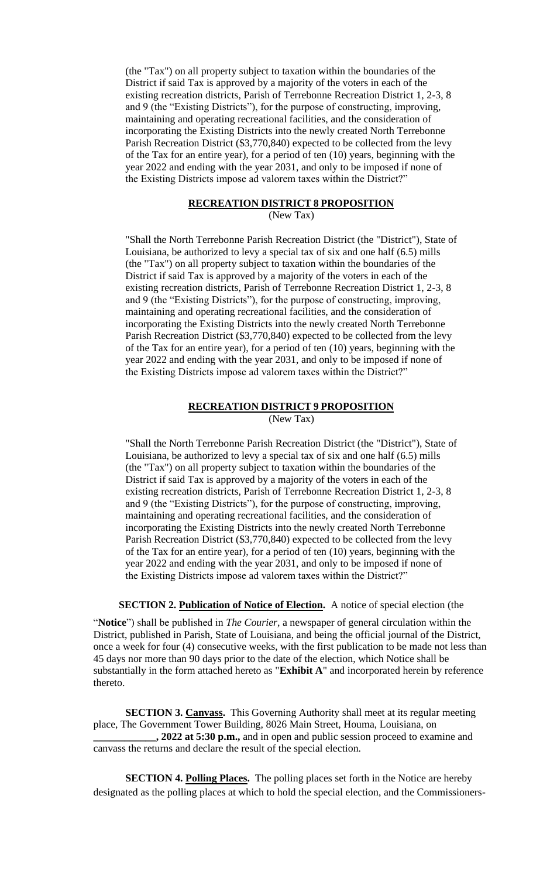(the "Tax") on all property subject to taxation within the boundaries of the District if said Tax is approved by a majority of the voters in each of the existing recreation districts, Parish of Terrebonne Recreation District 1, 2-3, 8 and 9 (the "Existing Districts"), for the purpose of constructing, improving, maintaining and operating recreational facilities, and the consideration of incorporating the Existing Districts into the newly created North Terrebonne Parish Recreation District ($3,770,840) expected to be collected from the levy of the Tax for an entire year), for a period of ten (10) years, beginning with the year 2022 and ending with the year 2031, and only to be imposed if none of the Existing Districts impose ad valorem taxes within the District?"

**RECREATION DISTRICT 8 PROPOSITION**

(New Tax)

"Shall the North Terrebonne Parish Recreation District (the "District"), State of Louisiana, be authorized to levy a special tax of six and one half (6.5) mills (the "Tax") on all property subject to taxation within the boundaries of the District if said Tax is approved by a majority of the voters in each of the existing recreation districts, Parish of Terrebonne Recreation District 1, 2-3, 8 and 9 (the "Existing Districts"), for the purpose of constructing, improving, maintaining and operating recreational facilities, and the consideration of incorporating the Existing Districts into the newly created North Terrebonne Parish Recreation District ($3,770,840) expected to be collected from the levy of the Tax for an entire year), for a period of ten (10) years, beginning with the year 2022 and ending with the year 2031, and only to be imposed if none of the Existing Districts impose ad valorem taxes within the District?"

**RECREATION DISTRICT 9 PROPOSITION**

(New Tax)

"Shall the North Terrebonne Parish Recreation District (the "District"), State of Louisiana, be authorized to levy a special tax of six and one half (6.5) mills (the "Tax") on all property subject to taxation within the boundaries of the District if said Tax is approved by a majority of the voters in each of the existing recreation districts, Parish of Terrebonne Recreation District 1, 2-3, 8 and 9 (the "Existing Districts"), for the purpose of constructing, improving, maintaining and operating recreational facilities, and the consideration of incorporating the Existing Districts into the newly created North Terrebonne Parish Recreation District ($3,770,840) expected to be collected from the levy of the Tax for an entire year), for a period of ten (10) years, beginning with the year 2022 and ending with the year 2031, and only to be imposed if none of the Existing Districts impose ad valorem taxes within the District?"

**SECTION 2. Publication of Notice of Election.** A notice of special election (the "**Notice**") shall be published in *The Courier*, a newspaper of general circulation within the District, published in Parish, State of Louisiana, and being the official journal of the District, once a week for four (4) consecutive weeks, with the first publication to be made not less than 45 days nor more than 90 days prior to the date of the election, which Notice shall be substantially in the form attached hereto as "**Exhibit A**" and incorporated herein by reference thereto.

**SECTION 3. Canvass.** This Governing Authority shall meet at its regular meeting place, The Government Tower Building, 8026 Main Street, Houma, Louisiana, on **____________, 2022 at 5:30 p.m.,** and in open and public session proceed to examine and canvass the returns and declare the result of the special election.

**SECTION 4. Polling Places.** The polling places set forth in the Notice are hereby designated as the polling places at which to hold the special election, and the Commissioners-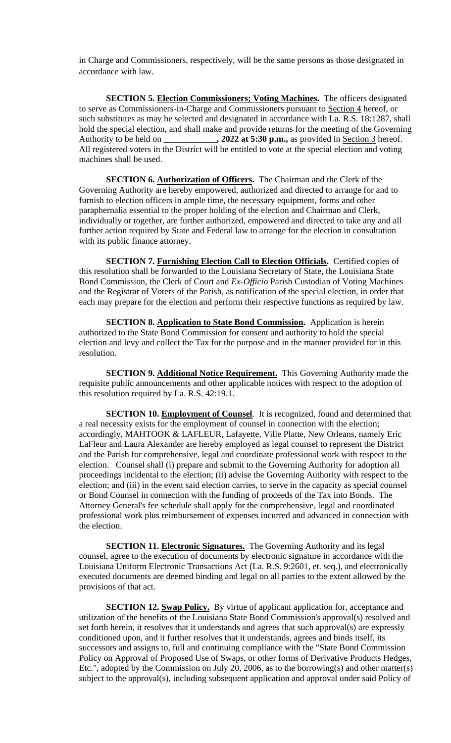in Charge and Commissioners, respectively, will be the same persons as those designated in accordance with law.

**SECTION 5. Election Commissioners; Voting Machines.** The officers designated to serve as Commissioners-in-Charge and Commissioners pursuant to Section 4 hereof, or such substitutes as may be selected and designated in accordance with La. R.S. 18:1287, shall hold the special election, and shall make and provide returns for the meeting of the Governing Authority to be held on **\_\_\_\_\_\_\_\_\_\_\_\_, 2022 at 5:30 p.m.,** as provided in Section 3 hereof. All registered voters in the District will be entitled to vote at the special election and voting machines shall be used.

**SECTION 6. Authorization of Officers.** The Chairman and the Clerk of the Governing Authority are hereby empowered, authorized and directed to arrange for and to furnish to election officers in ample time, the necessary equipment, forms and other paraphernalia essential to the proper holding of the election and Chairman and Clerk, individually or together, are further authorized, empowered and directed to take any and all further action required by State and Federal law to arrange for the election in consultation with its public finance attorney.

**SECTION 7. Furnishing Election Call to Election Officials.** Certified copies of this resolution shall be forwarded to the Louisiana Secretary of State, the Louisiana State Bond Commission, the Clerk of Court and *Ex-Officio* Parish Custodian of Voting Machines and the Registrar of Voters of the Parish, as notification of the special election, in order that each may prepare for the election and perform their respective functions as required by law.

**SECTION 8. Application to State Bond Commission.** Application is herein authorized to the State Bond Commission for consent and authority to hold the special election and levy and collect the Tax for the purpose and in the manner provided for in this resolution.

**SECTION 9. Additional Notice Requirement.** This Governing Authority made the requisite public announcements and other applicable notices with respect to the adoption of this resolution required by La. R.S. 42:19.1.

**SECTION 10. Employment of Counsel**. It is recognized, found and determined that a real necessity exists for the employment of counsel in connection with the election; accordingly, MAHTOOK & LAFLEUR, Lafayette, Ville Platte, New Orleans, namely Eric LaFleur and Laura Alexander are hereby employed as legal counsel to represent the District and the Parish for comprehensive, legal and coordinate professional work with respect to the election. Counsel shall (i) prepare and submit to the Governing Authority for adoption all proceedings incidental to the election; (ii) advise the Governing Authority with respect to the election; and (iii) in the event said election carries, to serve in the capacity as special counsel or Bond Counsel in connection with the funding of proceeds of the Tax into Bonds. The Attorney General's fee schedule shall apply for the comprehensive, legal and coordinated professional work plus reimbursement of expenses incurred and advanced in connection with the election.

**SECTION 11. Electronic Signatures.** The Governing Authority and its legal counsel, agree to the execution of documents by electronic signature in accordance with the Louisiana Uniform Electronic Transactions Act (La. R.S. 9:2601, et. seq.), and electronically executed documents are deemed binding and legal on all parties to the extent allowed by the provisions of that act.

**SECTION 12. Swap Policy.** By virtue of applicant application for, acceptance and utilization of the benefits of the Louisiana State Bond Commission's approval(s) resolved and set forth herein, it resolves that it understands and agrees that such approval(s) are expressly conditioned upon, and it further resolves that it understands, agrees and binds itself, its successors and assigns to, full and continuing compliance with the "State Bond Commission Policy on Approval of Proposed Use of Swaps, or other forms of Derivative Products Hedges, Etc.", adopted by the Commission on July 20, 2006, as to the borrowing(s) and other matter(s) subject to the approval(s), including subsequent application and approval under said Policy of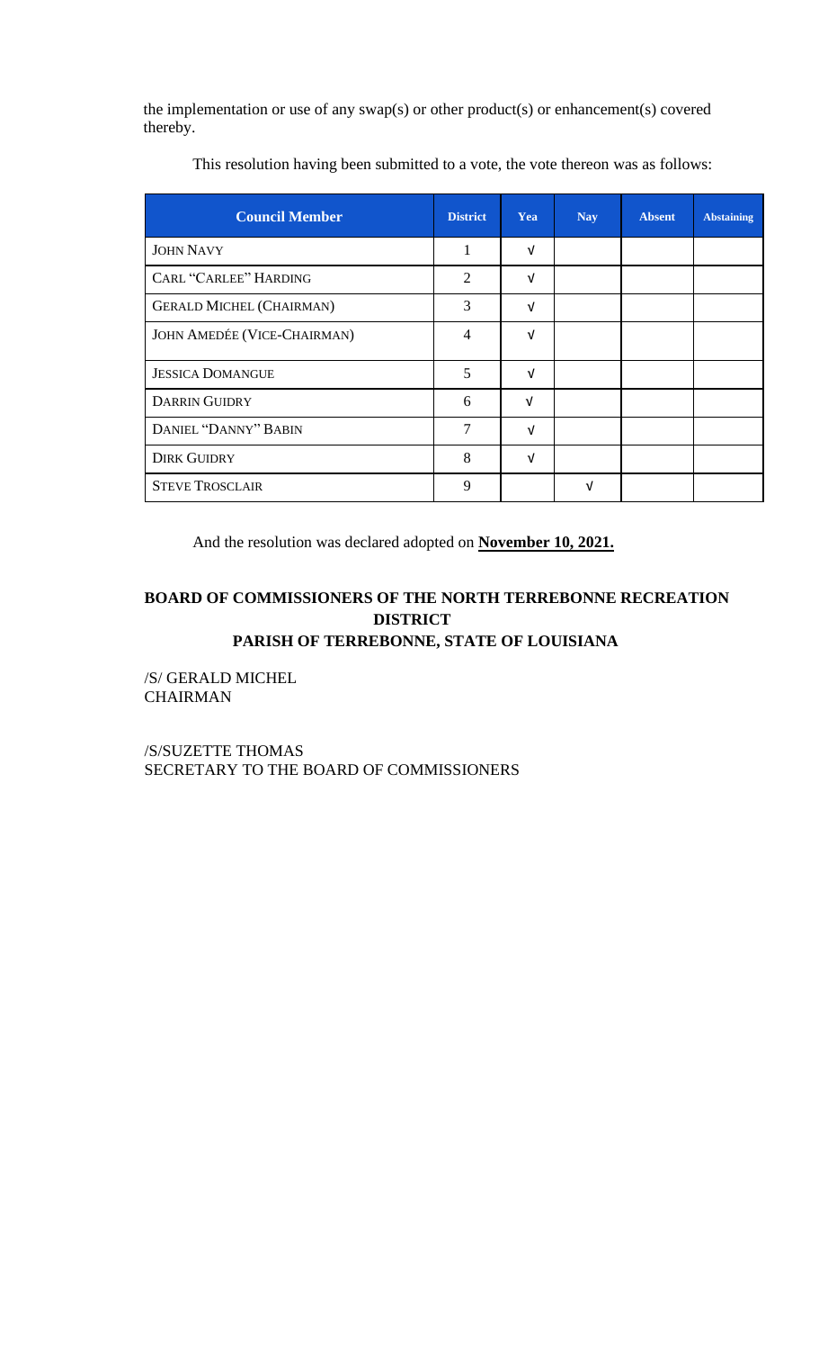the implementation or use of any swap(s) or other product(s) or enhancement(s) covered thereby.

This resolution having been submitted to a vote, the vote thereon was as follows:

| Council Member | District | Yea | Nay | Absent | Abstaining |
| --- | --- | --- | --- | --- | --- |
| JOHN NAVY | 1 | √ | | | |
| CARL "CARLEE" HARDING | 2 | √ | | | |
| GERALD MICHEL (CHAIRMAN) | 3 | √ | | | |
| JOHN AMEDÉE (VICE-CHAIRMAN) | 4 | √ | | | |
| JESSICA DOMANGUE | 5 | √ | | | |
| DARRIN GUIDRY | 6 | √ | | | |
| DANIEL "DANNY" BABIN | 7 | √ | | | |
| DIRK GUIDRY | 8 | √ | | | |
| STEVE TROSCLAIR | 9 | | √ | | |

And the resolution was declared adopted on **November 10, 2021.**

**BOARD OF COMMISSIONERS OF THE NORTH TERREBONNE RECREATION DISTRICT**
**PARISH OF TERREBONNE, STATE OF LOUISIANA**

/S/ GERALD MICHEL
CHAIRMAN

/S/SUZETTE THOMAS
SECRETARY TO THE BOARD OF COMMISSIONERS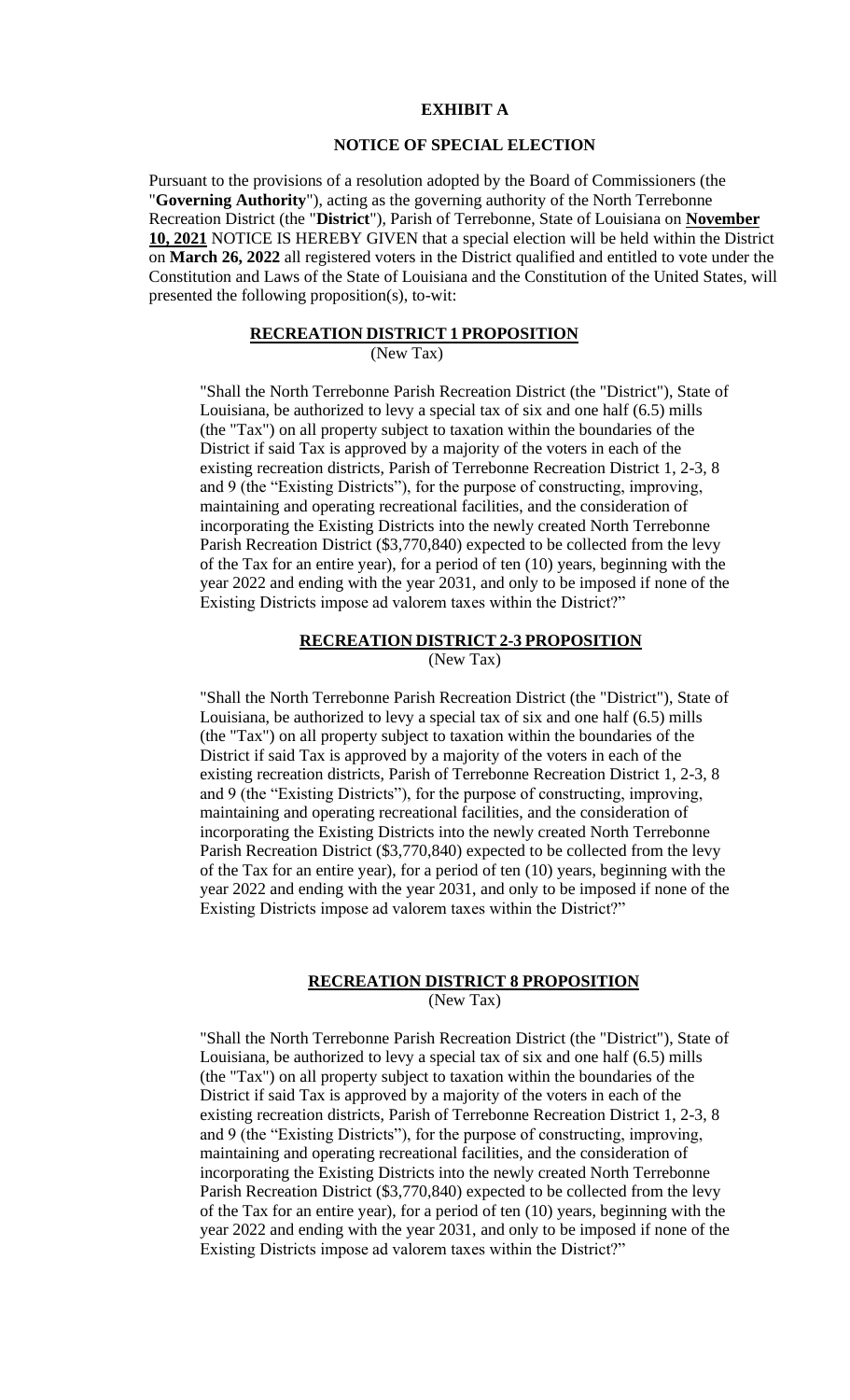## EXHIBIT A

## NOTICE OF SPECIAL ELECTION

Pursuant to the provisions of a resolution adopted by the Board of Commissioners (the "**Governing Authority**"), acting as the governing authority of the North Terrebonne Recreation District (the "**District**"), Parish of Terrebonne, State of Louisiana on **November 10, 2021** NOTICE IS HEREBY GIVEN that a special election will be held within the District on **March 26, 2022** all registered voters in the District qualified and entitled to vote under the Constitution and Laws of the State of Louisiana and the Constitution of the United States, will presented the following proposition(s), to-wit:

### RECREATION DISTRICT 1 PROPOSITION

(New Tax)

"Shall the North Terrebonne Parish Recreation District (the "District"), State of Louisiana, be authorized to levy a special tax of six and one half (6.5) mills (the "Tax") on all property subject to taxation within the boundaries of the District if said Tax is approved by a majority of the voters in each of the existing recreation districts, Parish of Terrebonne Recreation District 1, 2-3, 8 and 9 (the "Existing Districts"), for the purpose of constructing, improving, maintaining and operating recreational facilities, and the consideration of incorporating the Existing Districts into the newly created North Terrebonne Parish Recreation District ($3,770,840) expected to be collected from the levy of the Tax for an entire year), for a period of ten (10) years, beginning with the year 2022 and ending with the year 2031, and only to be imposed if none of the Existing Districts impose ad valorem taxes within the District?"

### RECREATION DISTRICT 2-3 PROPOSITION

(New Tax)

"Shall the North Terrebonne Parish Recreation District (the "District"), State of Louisiana, be authorized to levy a special tax of six and one half (6.5) mills (the "Tax") on all property subject to taxation within the boundaries of the District if said Tax is approved by a majority of the voters in each of the existing recreation districts, Parish of Terrebonne Recreation District 1, 2-3, 8 and 9 (the "Existing Districts"), for the purpose of constructing, improving, maintaining and operating recreational facilities, and the consideration of incorporating the Existing Districts into the newly created North Terrebonne Parish Recreation District ($3,770,840) expected to be collected from the levy of the Tax for an entire year), for a period of ten (10) years, beginning with the year 2022 and ending with the year 2031, and only to be imposed if none of the Existing Districts impose ad valorem taxes within the District?"

### RECREATION DISTRICT 8 PROPOSITION

(New Tax)

"Shall the North Terrebonne Parish Recreation District (the "District"), State of Louisiana, be authorized to levy a special tax of six and one half (6.5) mills (the "Tax") on all property subject to taxation within the boundaries of the District if said Tax is approved by a majority of the voters in each of the existing recreation districts, Parish of Terrebonne Recreation District 1, 2-3, 8 and 9 (the "Existing Districts"), for the purpose of constructing, improving, maintaining and operating recreational facilities, and the consideration of incorporating the Existing Districts into the newly created North Terrebonne Parish Recreation District ($3,770,840) expected to be collected from the levy of the Tax for an entire year), for a period of ten (10) years, beginning with the year 2022 and ending with the year 2031, and only to be imposed if none of the Existing Districts impose ad valorem taxes within the District?"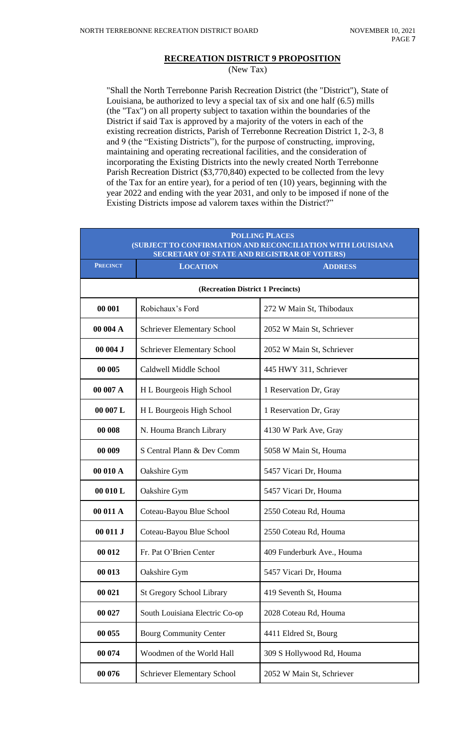## RECRETION DISTRICT 9 PROPOSITION

(New Tax)

"Shall the North Terrebonne Parish Recreation District (the "District"), State of Louisiana, be authorized to levy a special tax of six and one half (6.5) mills (the "Tax") on all property subject to taxation within the boundaries of the District if said Tax is approved by a majority of the voters in each of the existing recreation districts, Parish of Terrebonne Recreation District 1, 2-3, 8 and 9 (the "Existing Districts"), for the purpose of constructing, improving, maintaining and operating recreational facilities, and the consideration of incorporating the Existing Districts into the newly created North Terrebonne Parish Recreation District ($3,770,840) expected to be collected from the levy of the Tax for an entire year), for a period of ten (10) years, beginning with the year 2022 and ending with the year 2031, and only to be imposed if none of the Existing Districts impose ad valorem taxes within the District?"

| POLLING PLACES (SUBJECT TO CONFIRMATION AND RECONCILIATION WITH LOUISIANA SECRETARY OF STATE AND REGISTRAR OF VOTERS) | | |
|---|---|---|
| **PRECINCT** | **LOCATION** | **ADDRESS** |
| **(Recreation District 1 Precincts)** | | |
| **00 001** | Robichaux's Ford | 272 W Main St, Thibodaux |
| **00 004 A** | Schriever Elementary School | 2052 W Main St, Schriever |
| **00 004 J** | Schriever Elementary School | 2052 W Main St, Schriever |
| **00 005** | Caldwell Middle School | 445 HWY 311, Schriever |
| **00 007 A** | H L Bourgeois High School | 1 Reservation Dr, Gray |
| **00 007 L** | H L Bourgeois High School | 1 Reservation Dr, Gray |
| **00 008** | N. Houma Branch Library | 4130 W Park Ave, Gray |
| **00 009** | S Central Plann & Dev Comm | 5058 W Main St, Houma |
| **00 010 A** | Oakshire Gym | 5457 Vicari Dr, Houma |
| **00 010 L** | Oakshire Gym | 5457 Vicari Dr, Houma |
| **00 011 A** | Coteau-Bayou Blue School | 2550 Coteau Rd, Houma |
| **00 011 J** | Coteau-Bayou Blue School | 2550 Coteau Rd, Houma |
| **00 012** | Fr. Pat O'Brien Center | 409 Funderburk Ave., Houma |
| **00 013** | Oakshire Gym | 5457 Vicari Dr, Houma |
| **00 021** | St Gregory School Library | 419 Seventh St, Houma |
| **00 027** | South Louisiana Electric Co-op | 2028 Coteau Rd, Houma |
| **00 055** | Bourg Community Center | 4411 Eldred St, Bourg |
| **00 074** | Woodmen of the World Hall | 309 S Hollywood Rd, Houma |
| **00 076** | Schriever Elementary School | 2052 W Main St, Schriever |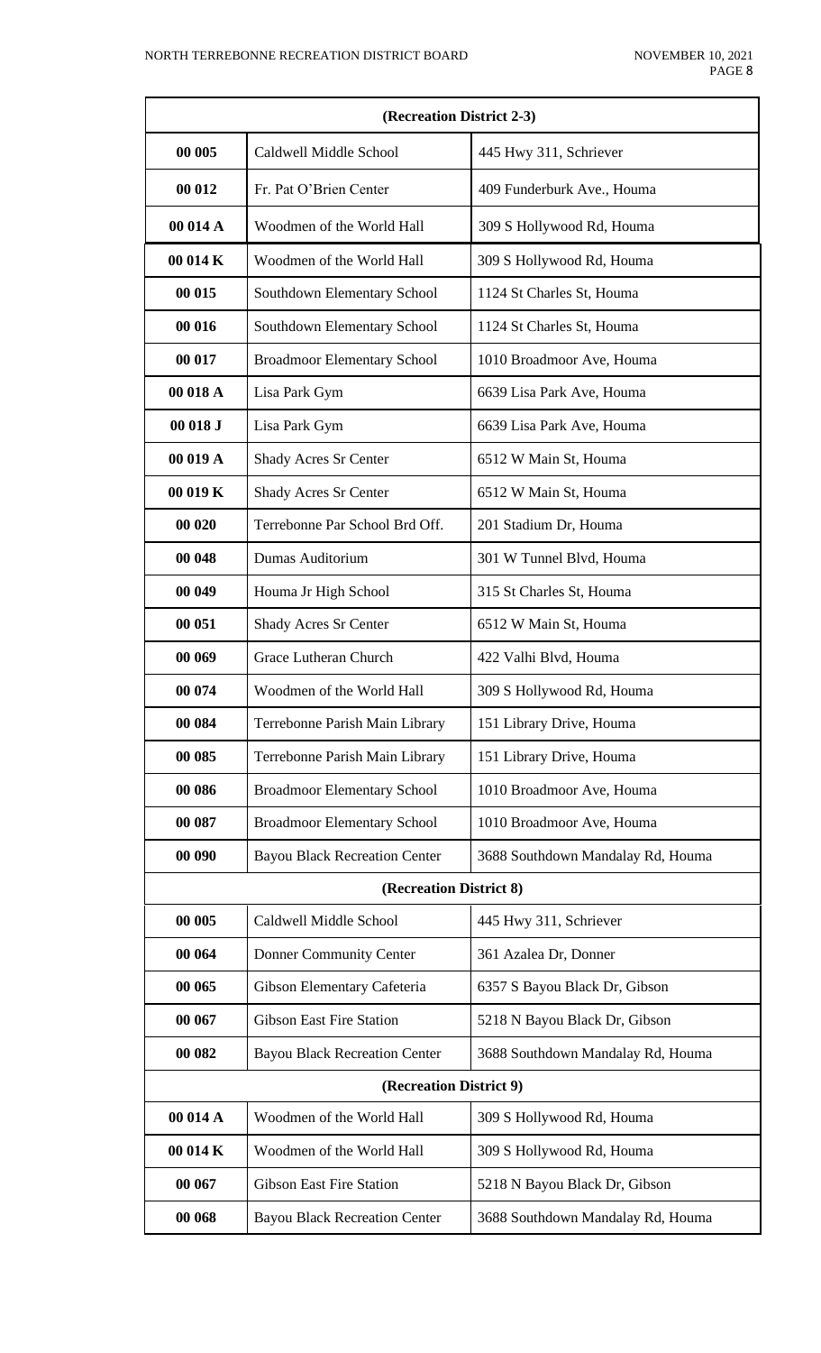| (Recreation District 2-3) | | |
|---|---|---|
| **00 005** | Caldwell Middle School | 445 Hwy 311, Schriever |
| **00 012** | Fr. Pat O'Brien Center | 409 Funderburk Ave., Houma |
| **00 014 A** | Woodmen of the World Hall | 309 S Hollywood Rd, Houma |
| **00 014 K** | Woodmen of the World Hall | 309 S Hollywood Rd, Houma |
| **00 015** | Southdown Elementary School | 1124 St Charles St, Houma |
| **00 016** | Southdown Elementary School | 1124 St Charles St, Houma |
| **00 017** | Broadmoor Elementary School | 1010 Broadmoor Ave, Houma |
| **00 018 A** | Lisa Park Gym | 6639 Lisa Park Ave, Houma |
| **00 018 J** | Lisa Park Gym | 6639 Lisa Park Ave, Houma |
| **00 019 A** | Shady Acres Sr Center | 6512 W Main St, Houma |
| **00 019 K** | Shady Acres Sr Center | 6512 W Main St, Houma |
| **00 020** | Terrebonne Par School Brd Off. | 201 Stadium Dr, Houma |
| **00 048** | Dumas Auditorium | 301 W Tunnel Blvd, Houma |
| **00 049** | Houma Jr High School | 315 St Charles St, Houma |
| **00 051** | Shady Acres Sr Center | 6512 W Main St, Houma |
| **00 069** | Grace Lutheran Church | 422 Valhi Blvd, Houma |
| **00 074** | Woodmen of the World Hall | 309 S Hollywood Rd, Houma |
| **00 084** | Terrebonne Parish Main Library | 151 Library Drive, Houma |
| **00 085** | Terrebonne Parish Main Library | 151 Library Drive, Houma |
| **00 086** | Broadmoor Elementary School | 1010 Broadmoor Ave, Houma |
| **00 087** | Broadmoor Elementary School | 1010 Broadmoor Ave, Houma |
| **00 090** | Bayou Black Recreation Center | 3688 Southdown Mandalay Rd, Houma |
| **(Recreation District 8)** | | |
| **00 005** | Caldwell Middle School | 445 Hwy 311, Schriever |
| **00 064** | Donner Community Center | 361 Azalea Dr, Donner |
| **00 065** | Gibson Elementary Cafeteria | 6357 S Bayou Black Dr, Gibson |
| **00 067** | Gibson East Fire Station | 5218 N Bayou Black Dr, Gibson |
| **00 082** | Bayou Black Recreation Center | 3688 Southdown Mandalay Rd, Houma |
| **(Recreation District 9)** | | |
| **00 014 A** | Woodmen of the World Hall | 309 S Hollywood Rd, Houma |
| **00 014 K** | Woodmen of the World Hall | 309 S Hollywood Rd, Houma |
| **00 067** | Gibson East Fire Station | 5218 N Bayou Black Dr, Gibson |
| **00 068** | Bayou Black Recreation Center | 3688 Southdown Mandalay Rd, Houma |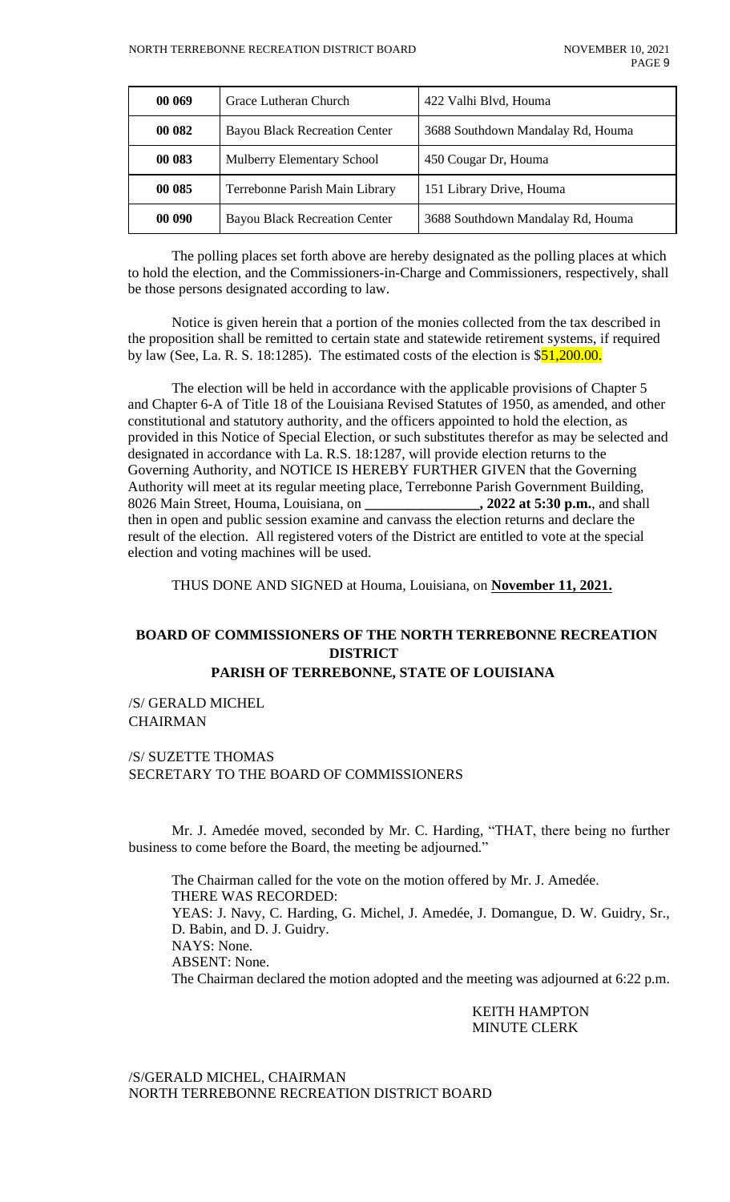| 00 069 | Grace Lutheran Church | 422 Valhi Blvd, Houma |
| --- | --- | --- |
| 00 082 | Bayou Black Recreation Center | 3688 Southdown Mandalay Rd, Houma |
| 00 083 | Mulberry Elementary School | 450 Cougar Dr, Houma |
| 00 085 | Terrebonne Parish Main Library | 151 Library Drive, Houma |
| 00 090 | Bayou Black Recreation Center | 3688 Southdown Mandalay Rd, Houma |

The polling places set forth above are hereby designated as the polling places at which to hold the election, and the Commissioners-in-Charge and Commissioners, respectively, shall be those persons designated according to law.

Notice is given herein that a portion of the monies collected from the tax described in the proposition shall be remitted to certain state and statewide retirement systems, if required by law (See, La. R. S. 18:1285). The estimated costs of the election is $51,200.00.

The election will be held in accordance with the applicable provisions of Chapter 5 and Chapter 6-A of Title 18 of the Louisiana Revised Statutes of 1950, as amended, and other constitutional and statutory authority, and the officers appointed to hold the election, as provided in this Notice of Special Election, or such substitutes therefor as may be selected and designated in accordance with La. R.S. 18:1287, will provide election returns to the Governing Authority, and NOTICE IS HEREBY FURTHER GIVEN that the Governing Authority will meet at its regular meeting place, Terrebonne Parish Government Building, 8026 Main Street, Houma, Louisiana, on **________________, 2022 at 5:30 p.m.**, and shall then in open and public session examine and canvass the election returns and declare the result of the election. All registered voters of the District are entitled to vote at the special election and voting machines will be used.

THUS DONE AND SIGNED at Houma, Louisiana, on **November 11, 2021.**

**BOARD OF COMMISSIONERS OF THE NORTH TERREBONNE RECREATION DISTRICT**
**PARISH OF TERREBONNE, STATE OF LOUISIANA**

/S/ GERALD MICHEL
CHAIRMAN

/S/ SUZETTE THOMAS
SECRETARY TO THE BOARD OF COMMISSIONERS

Mr. J. Amedée moved, seconded by Mr. C. Harding, "THAT, there being no further business to come before the Board, the meeting be adjourned."

The Chairman called for the vote on the motion offered by Mr. J. Amedée.
THERE WAS RECORDED:
YEAS: J. Navy, C. Harding, G. Michel, J. Amedée, J. Domangue, D. W. Guidry, Sr., D. Babin, and D. J. Guidry.
NAYS: None.
ABSENT: None.
The Chairman declared the motion adopted and the meeting was adjourned at 6:22 p.m.

KEITH HAMPTON
MINUTE CLERK

/S/GERALD MICHEL, CHAIRMAN
NORTH TERREBONNE RECREATION DISTRICT BOARD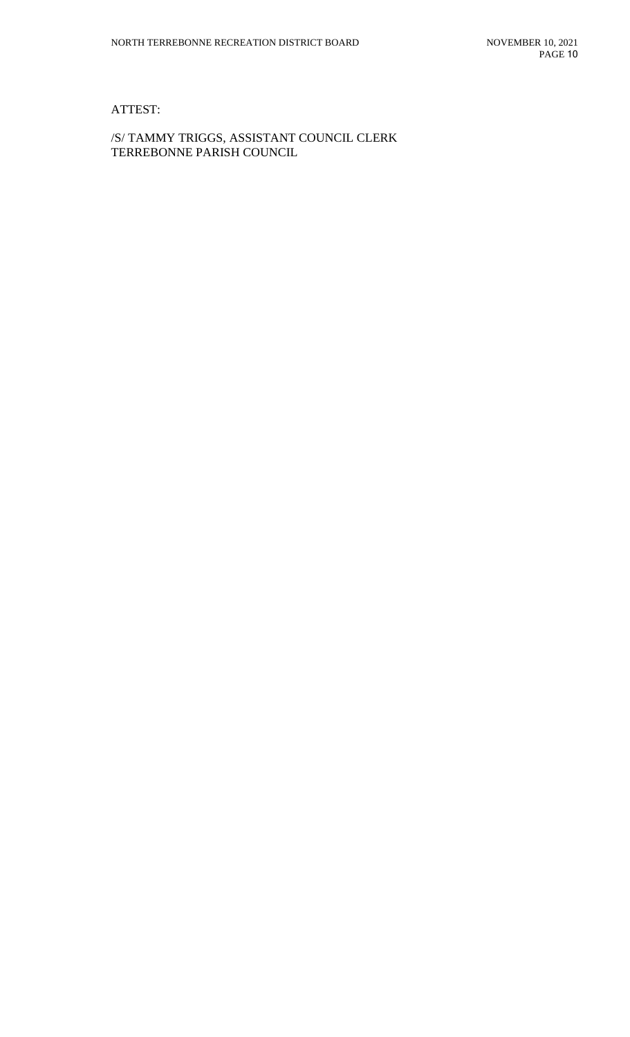ATTEST:

/S/ TAMMY TRIGGS, ASSISTANT COUNCIL CLERK
TERREBONNE PARISH COUNCIL